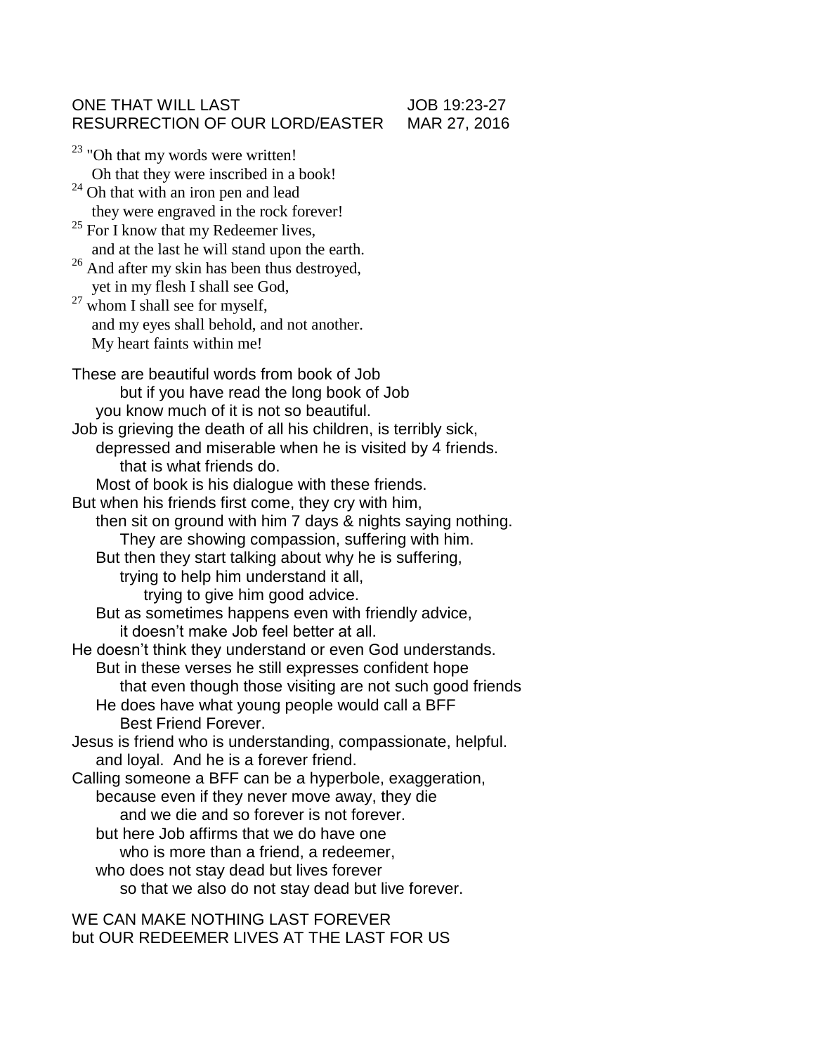ONE THAT WILL LAST JOB 19:23-27
RESURRECTION OF OUR LORD/EASTER MAR 27, 2016

[23] "Oh that my words were written!
Oh that they were inscribed in a book!
[24] Oh that with an iron pen and lead
they were engraved in the rock forever!
[25] For I know that my Redeemer lives,
and at the last he will stand upon the earth.
[26] And after my skin has been thus destroyed,
yet in my flesh I shall see God,
[27] whom I shall see for myself,
and my eyes shall behold, and not another.
My heart faints within me!

These are beautiful words from book of Job
but if you have read the long book of Job
you know much of it is not so beautiful.
Job is grieving the death of all his children, is terribly sick,
depressed and miserable when he is visited by 4 friends.
that is what friends do.
Most of book is his dialogue with these friends.
But when his friends first come, they cry with him,
then sit on ground with him 7 days & nights saying nothing.
They are showing compassion, suffering with him.
But then they start talking about why he is suffering,
trying to help him understand it all,
trying to give him good advice.
But as sometimes happens even with friendly advice,
it doesn't make Job feel better at all.
He doesn't think they understand or even God understands.
But in these verses he still expresses confident hope
that even though those visiting are not such good friends
He does have what young people would call a BFF
Best Friend Forever.
Jesus is friend who is understanding, compassionate, helpful.
and loyal. And he is a forever friend.
Calling someone a BFF can be a hyperbole, exaggeration,
because even if they never move away, they die
and we die and so forever is not forever.
but here Job affirms that we do have one
who is more than a friend, a redeemer,
who does not stay dead but lives forever
so that we also do not stay dead but live forever.

WE CAN MAKE NOTHING LAST FOREVER
but OUR REDEEMER LIVES AT THE LAST FOR US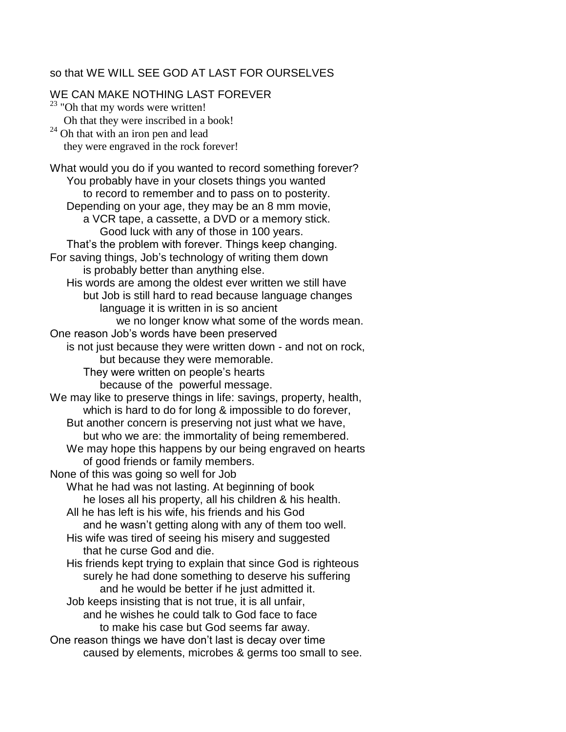so that WE WILL SEE GOD AT LAST FOR OURSELVES

WE CAN MAKE NOTHING LAST FOREVER

[23] "Oh that my words were written!
Oh that they were inscribed in a book!
[24] Oh that with an iron pen and lead
they were engraved in the rock forever!

What would you do if you wanted to record something forever?
You probably have in your closets things you wanted
to record to remember and to pass on to posterity.
Depending on your age, they may be an 8 mm movie,
a VCR tape, a cassette, a DVD or a memory stick.
Good luck with any of those in 100 years.
That's the problem with forever. Things keep changing.
For saving things, Job's technology of writing them down
is probably better than anything else.
His words are among the oldest ever written we still have
but Job is still hard to read because language changes
language it is written in is so ancient
we no longer know what some of the words mean.
One reason Job's words have been preserved
is not just because they were written down - and not on rock,
but because they were memorable.
They were written on people's hearts
because of the powerful message.
We may like to preserve things in life: savings, property, health,
which is hard to do for long & impossible to do forever,
But another concern is preserving not just what we have,
but who we are: the immortality of being remembered.
We may hope this happens by our being engraved on hearts
of good friends or family members.
None of this was going so well for Job
What he had was not lasting. At beginning of book
he loses all his property, all his children & his health.
All he has left is his wife, his friends and his God
and he wasn't getting along with any of them too well.
His wife was tired of seeing his misery and suggested
that he curse God and die.
His friends kept trying to explain that since God is righteous
surely he had done something to deserve his suffering
and he would be better if he just admitted it.
Job keeps insisting that is not true, it is all unfair,
and he wishes he could talk to God face to face
to make his case but God seems far away.
One reason things we have don't last is decay over time
caused by elements, microbes & germs too small to see.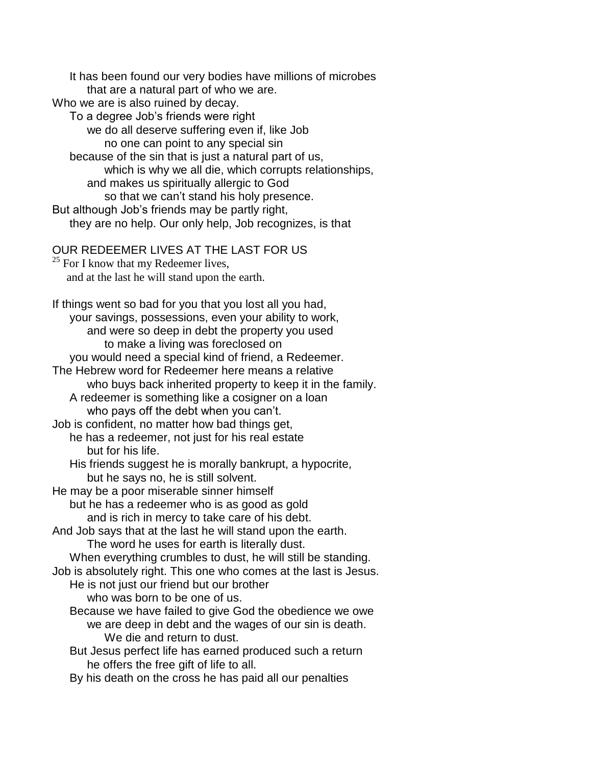It has been found our very bodies have millions of microbes
that are a natural part of who we are.
Who we are is also ruined by decay.
To a degree Job's friends were right
we do all deserve suffering even if, like Job
no one can point to any special sin
because of the sin that is just a natural part of us,
which is why we all die, which corrupts relationships,
and makes us spiritually allergic to God
so that we can't stand his holy presence.
But although Job's friends may be partly right,
they are no help. Our only help, Job recognizes, is that

OUR REDEEMER LIVES AT THE LAST FOR US

[25] For I know that my Redeemer lives,
and at the last he will stand upon the earth.

If things went so bad for you that you lost all you had,
your savings, possessions, even your ability to work,
and were so deep in debt the property you used
to make a living was foreclosed on
you would need a special kind of friend, a Redeemer.
The Hebrew word for Redeemer here means a relative
who buys back inherited property to keep it in the family.
A redeemer is something like a cosigner on a loan
who pays off the debt when you can't.
Job is confident, no matter how bad things get,
he has a redeemer, not just for his real estate
but for his life.
His friends suggest he is morally bankrupt, a hypocrite,
but he says no, he is still solvent.
He may be a poor miserable sinner himself
but he has a redeemer who is as good as gold
and is rich in mercy to take care of his debt.
And Job says that at the last he will stand upon the earth.
The word he uses for earth is literally dust.
When everything crumbles to dust, he will still be standing.
Job is absolutely right. This one who comes at the last is Jesus.
He is not just our friend but our brother
who was born to be one of us.
Because we have failed to give God the obedience we owe
we are deep in debt and the wages of our sin is death.
We die and return to dust.
But Jesus perfect life has earned produced such a return
he offers the free gift of life to all.
By his death on the cross he has paid all our penalties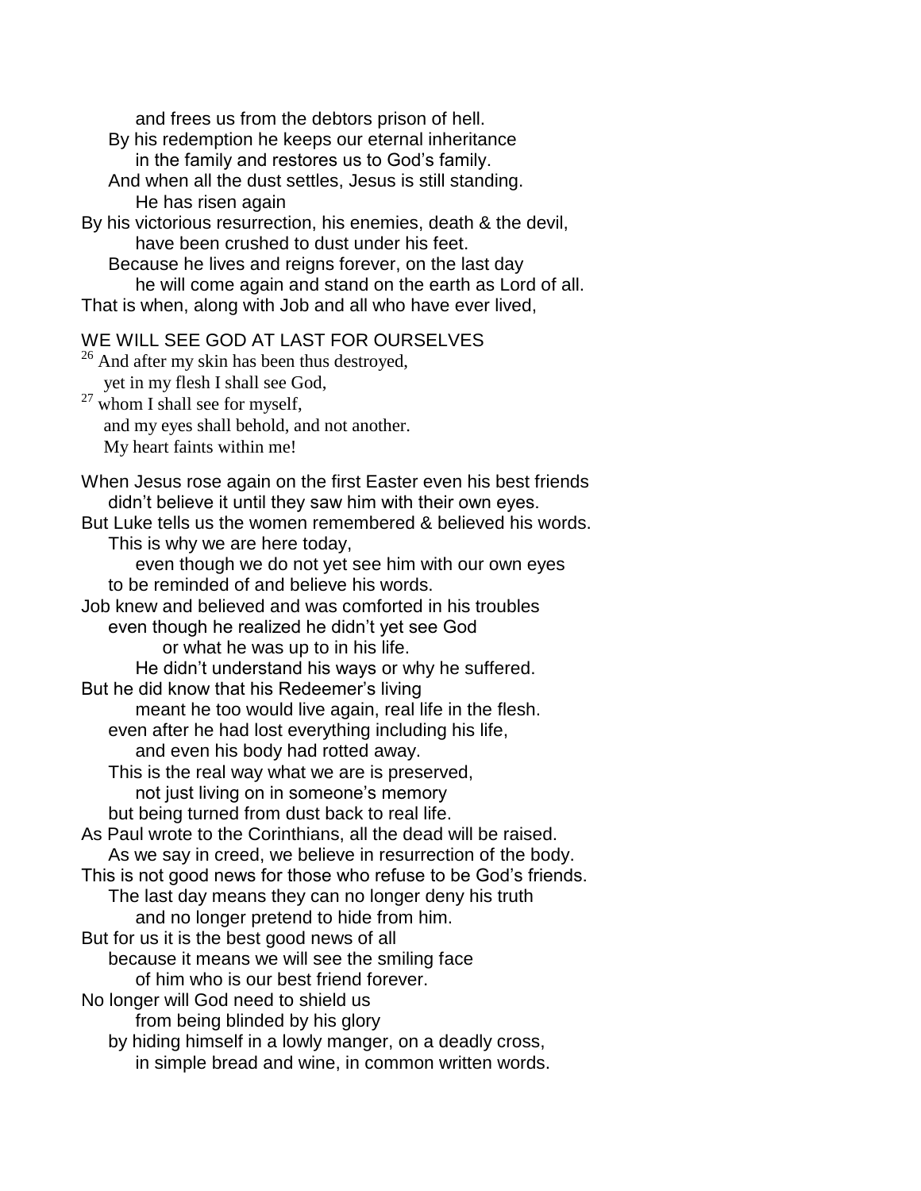and frees us from the debtors prison of hell.
By his redemption he keeps our eternal inheritance
in the family and restores us to God's family.
And when all the dust settles, Jesus is still standing.
He has risen again
By his victorious resurrection, his enemies, death & the devil,
have been crushed to dust under his feet.
Because he lives and reigns forever, on the last day
he will come again and stand on the earth as Lord of all.
That is when, along with Job and all who have ever lived,

WE WILL SEE GOD AT LAST FOR OURSELVES

[26] And after my skin has been thus destroyed,
yet in my flesh I shall see God,
[27] whom I shall see for myself,
and my eyes shall behold, and not another.
My heart faints within me!

When Jesus rose again on the first Easter even his best friends
didn't believe it until they saw him with their own eyes.
But Luke tells us the women remembered & believed his words.
This is why we are here today,
even though we do not yet see him with our own eyes
to be reminded of and believe his words.
Job knew and believed and was comforted in his troubles
even though he realized he didn't yet see God
or what he was up to in his life.
He didn't understand his ways or why he suffered.
But he did know that his Redeemer's living
meant he too would live again, real life in the flesh.
even after he had lost everything including his life,
and even his body had rotted away.
This is the real way what we are is preserved,
not just living on in someone's memory
but being turned from dust back to real life.
As Paul wrote to the Corinthians, all the dead will be raised.
As we say in creed, we believe in resurrection of the body.
This is not good news for those who refuse to be God's friends.
The last day means they can no longer deny his truth
and no longer pretend to hide from him.
But for us it is the best good news of all
because it means we will see the smiling face
of him who is our best friend forever.
No longer will God need to shield us
from being blinded by his glory
by hiding himself in a lowly manger, on a deadly cross,
in simple bread and wine, in common written words.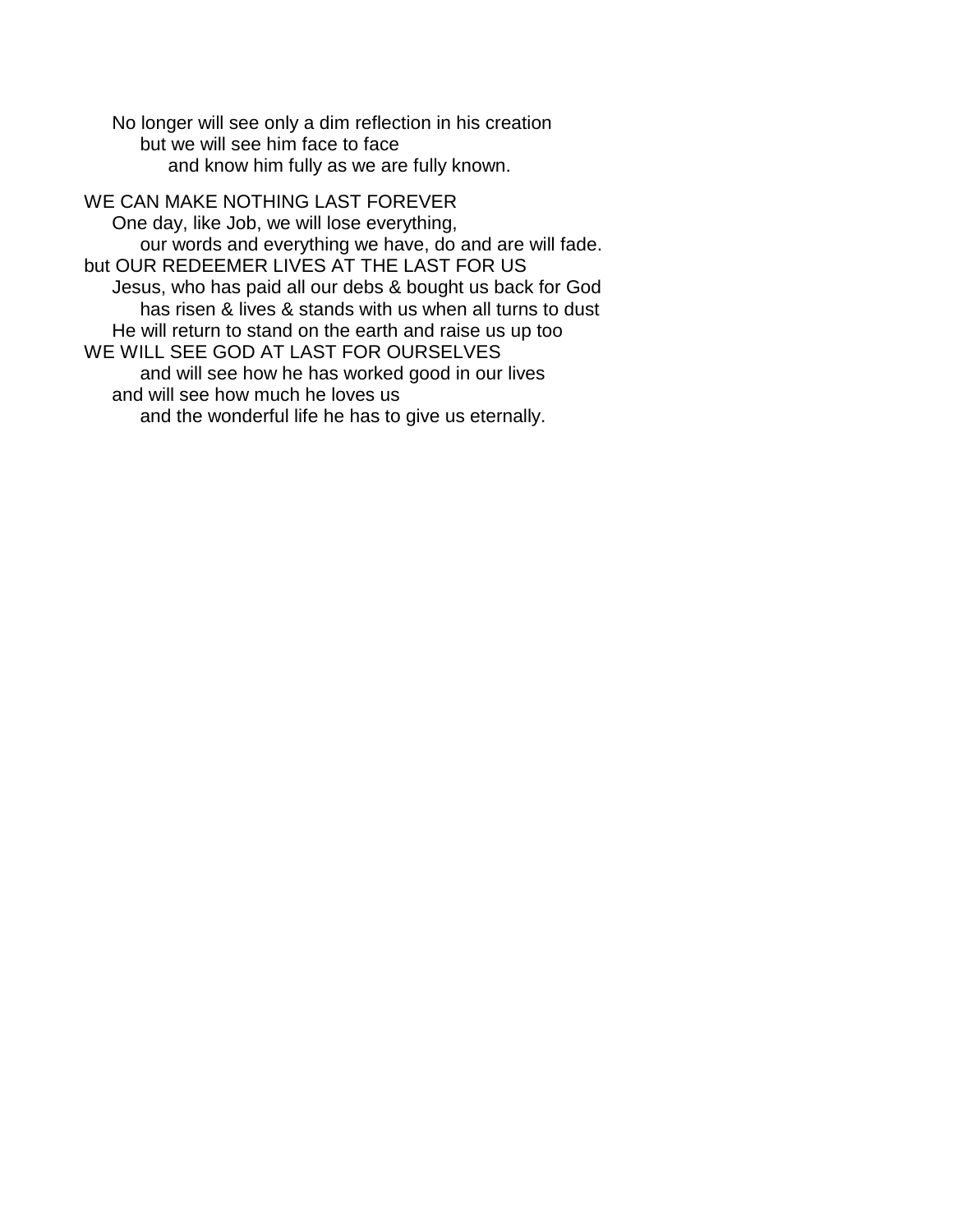No longer will see only a dim reflection in his creation
but we will see him face to face
and know him fully as we are fully known.

WE CAN MAKE NOTHING LAST FOREVER
One day, like Job, we will lose everything,
our words and everything we have, do and are will fade.
but OUR REDEEMER LIVES AT THE LAST FOR US
Jesus, who has paid all our debs & bought us back for God
has risen & lives & stands with us when all turns to dust
He will return to stand on the earth and raise us up too
WE WILL SEE GOD AT LAST FOR OURSELVES
and will see how he has worked good in our lives
and will see how much he loves us
and the wonderful life he has to give us eternally.